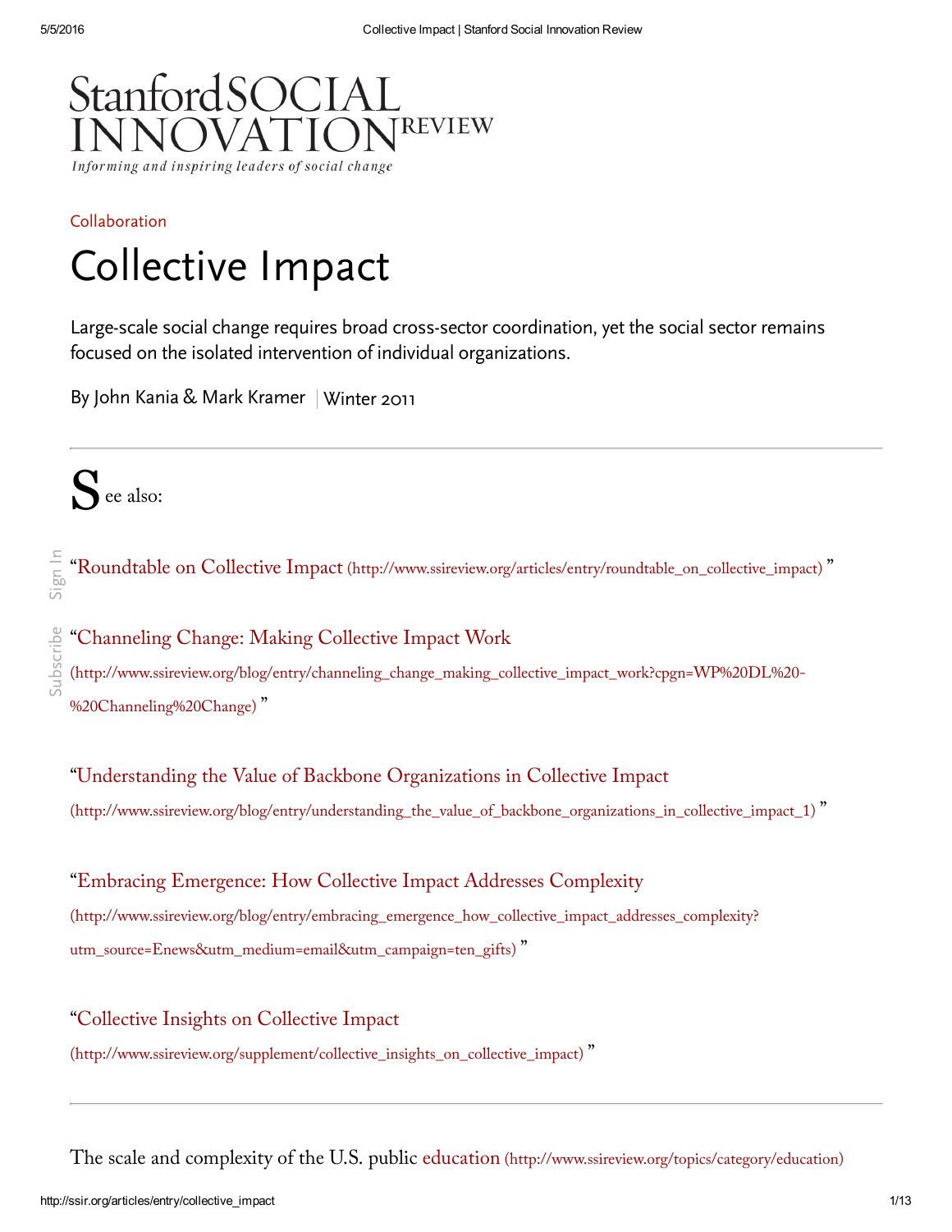Stanford SOCIAL INNOVATION REVIEW

*Informing and inspiring leaders of social change*

Collaboration

# Collective Impact

Large-scale social change requires broad cross-sector coordination, yet the social sector remains focused on the isolated intervention of individual organizations.

By John Kania & Mark Kramer | Winter 2011

---

See also:

"Roundtable on Collective Impact (http://www.ssireview.org/articles/entry/roundtable_on_collective_impact) "

"Channeling Change: Making Collective Impact Work (http://www.ssireview.org/blog/entry/channeling_change_making_collective_impact_work?cpgn=WP%20DL%20-%20Channeling%20Change) "

"Understanding the Value of Backbone Organizations in Collective Impact (http://www.ssireview.org/blog/entry/understanding_the_value_of_backbone_organizations_in_collective_impact_1) "

"Embracing Emergence: How Collective Impact Addresses Complexity (http://www.ssireview.org/blog/entry/embracing_emergence_how_collective_impact_addresses_complexity?utm_source=Enews&utm_medium=email&utm_campaign=ten_gifts) "

"Collective Insights on Collective Impact (http://www.ssireview.org/supplement/collective_insights_on_collective_impact) "

---

The scale and complexity of the U.S. public education (http://www.ssireview.org/topics/category/education)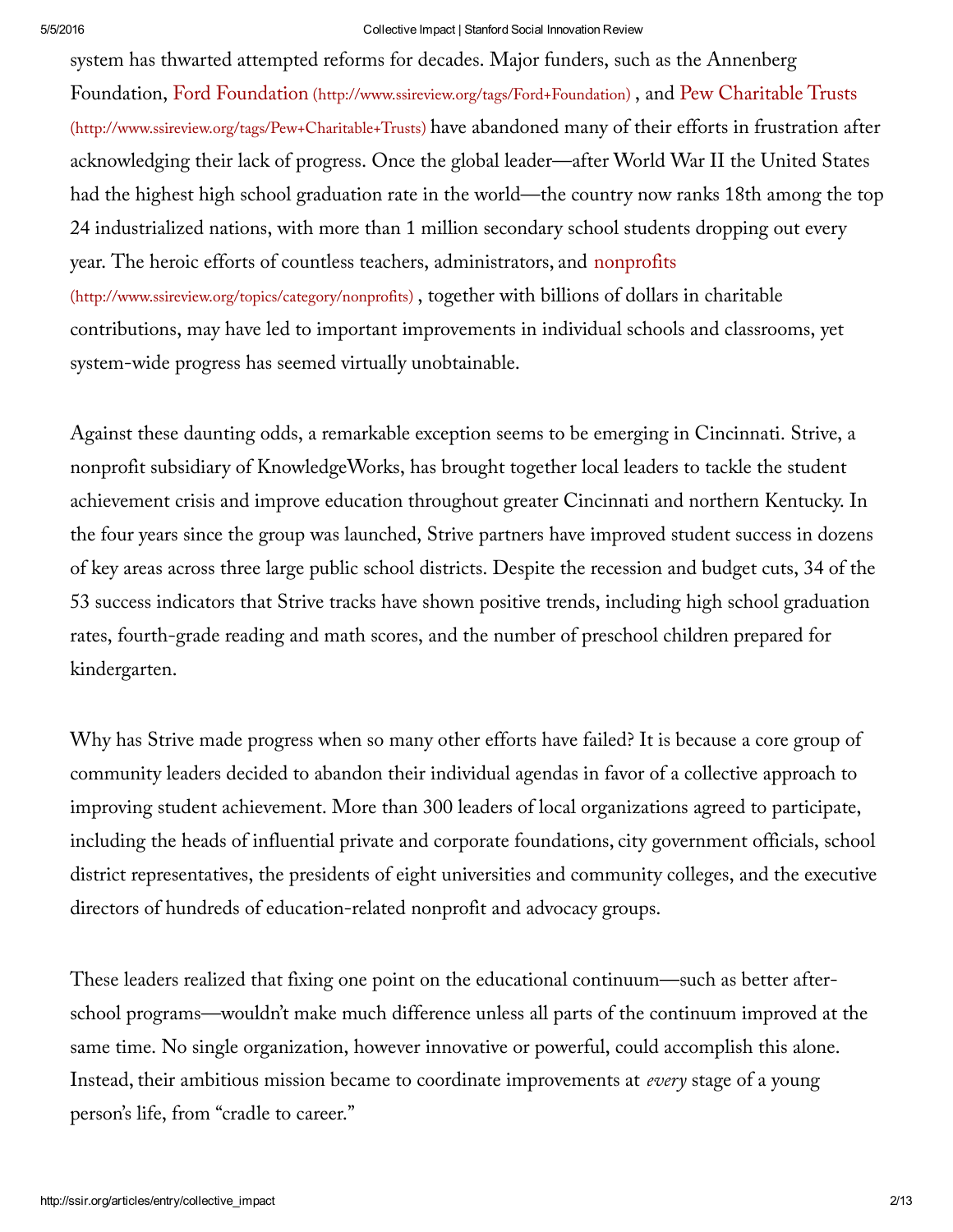system has thwarted attempted reforms for decades. Major funders, such as the Annenberg Foundation, Ford Foundation (http://www.ssireview.org/tags/Ford+Foundation) , and Pew Charitable Trusts (http://www.ssireview.org/tags/Pew+Charitable+Trusts) have abandoned many of their efforts in frustration after acknowledging their lack of progress. Once the global leader—after World War II the United States had the highest high school graduation rate in the world—the country now ranks 18th among the top 24 industrialized nations, with more than 1 million secondary school students dropping out every year. The heroic efforts of countless teachers, administrators, and nonprofits (http://www.ssireview.org/topics/category/nonprofits) , together with billions of dollars in charitable contributions, may have led to important improvements in individual schools and classrooms, yet system-wide progress has seemed virtually unobtainable.

Against these daunting odds, a remarkable exception seems to be emerging in Cincinnati. Strive, a nonprofit subsidiary of KnowledgeWorks, has brought together local leaders to tackle the student achievement crisis and improve education throughout greater Cincinnati and northern Kentucky. In the four years since the group was launched, Strive partners have improved student success in dozens of key areas across three large public school districts. Despite the recession and budget cuts, 34 of the 53 success indicators that Strive tracks have shown positive trends, including high school graduation rates, fourth-grade reading and math scores, and the number of preschool children prepared for kindergarten.

Why has Strive made progress when so many other efforts have failed? It is because a core group of community leaders decided to abandon their individual agendas in favor of a collective approach to improving student achievement. More than 300 leaders of local organizations agreed to participate, including the heads of influential private and corporate foundations, city government officials, school district representatives, the presidents of eight universities and community colleges, and the executive directors of hundreds of education-related nonprofit and advocacy groups.

These leaders realized that fixing one point on the educational continuum—such as better after-school programs—wouldn't make much difference unless all parts of the continuum improved at the same time. No single organization, however innovative or powerful, could accomplish this alone. Instead, their ambitious mission became to coordinate improvements at *every* stage of a young person's life, from "cradle to career."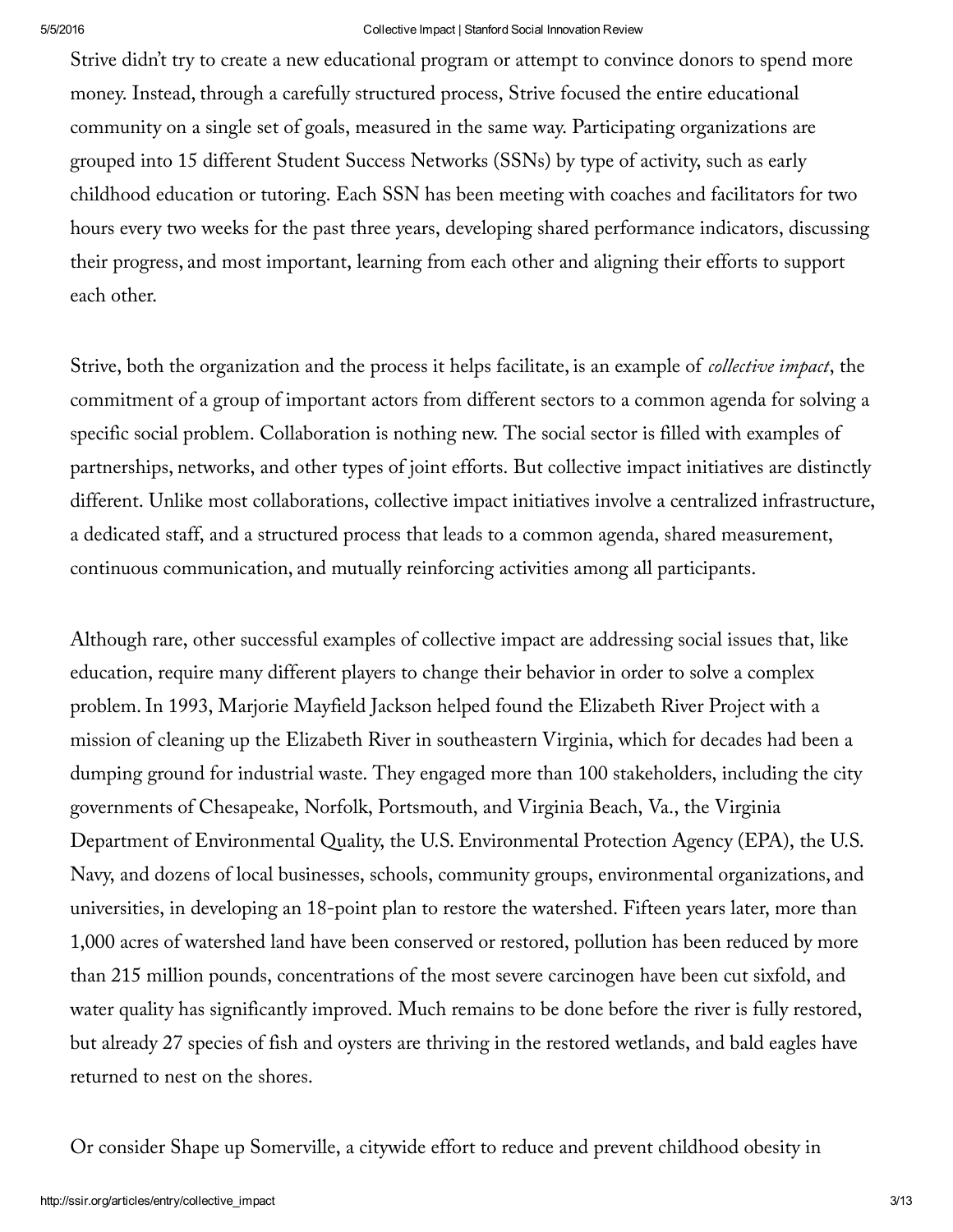Strive didn't try to create a new educational program or attempt to convince donors to spend more money. Instead, through a carefully structured process, Strive focused the entire educational community on a single set of goals, measured in the same way. Participating organizations are grouped into 15 different Student Success Networks (SSNs) by type of activity, such as early childhood education or tutoring. Each SSN has been meeting with coaches and facilitators for two hours every two weeks for the past three years, developing shared performance indicators, discussing their progress, and most important, learning from each other and aligning their efforts to support each other.

Strive, both the organization and the process it helps facilitate, is an example of *collective impact*, the commitment of a group of important actors from different sectors to a common agenda for solving a specific social problem. Collaboration is nothing new. The social sector is filled with examples of partnerships, networks, and other types of joint efforts. But collective impact initiatives are distinctly different. Unlike most collaborations, collective impact initiatives involve a centralized infrastructure, a dedicated staff, and a structured process that leads to a common agenda, shared measurement, continuous communication, and mutually reinforcing activities among all participants.

Although rare, other successful examples of collective impact are addressing social issues that, like education, require many different players to change their behavior in order to solve a complex problem. In 1993, Marjorie Mayfield Jackson helped found the Elizabeth River Project with a mission of cleaning up the Elizabeth River in southeastern Virginia, which for decades had been a dumping ground for industrial waste. They engaged more than 100 stakeholders, including the city governments of Chesapeake, Norfolk, Portsmouth, and Virginia Beach, Va., the Virginia Department of Environmental Quality, the U.S. Environmental Protection Agency (EPA), the U.S. Navy, and dozens of local businesses, schools, community groups, environmental organizations, and universities, in developing an 18-point plan to restore the watershed. Fifteen years later, more than 1,000 acres of watershed land have been conserved or restored, pollution has been reduced by more than 215 million pounds, concentrations of the most severe carcinogen have been cut sixfold, and water quality has significantly improved. Much remains to be done before the river is fully restored, but already 27 species of fish and oysters are thriving in the restored wetlands, and bald eagles have returned to nest on the shores.

Or consider Shape up Somerville, a citywide effort to reduce and prevent childhood obesity in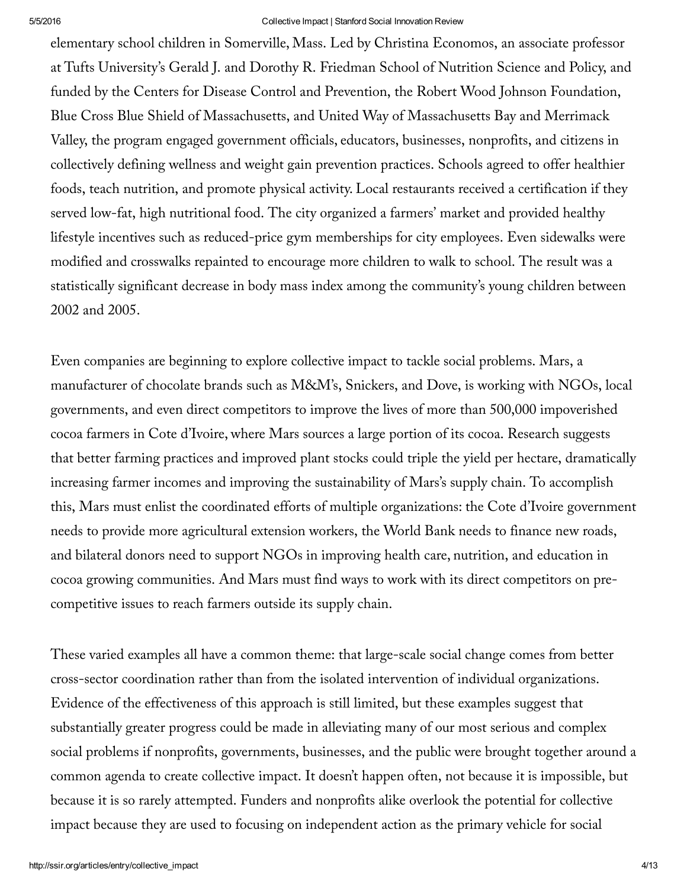elementary school children in Somerville, Mass. Led by Christina Economos, an associate professor at Tufts University's Gerald J. and Dorothy R. Friedman School of Nutrition Science and Policy, and funded by the Centers for Disease Control and Prevention, the Robert Wood Johnson Foundation, Blue Cross Blue Shield of Massachusetts, and United Way of Massachusetts Bay and Merrimack Valley, the program engaged government officials, educators, businesses, nonprofits, and citizens in collectively defining wellness and weight gain prevention practices. Schools agreed to offer healthier foods, teach nutrition, and promote physical activity. Local restaurants received a certification if they served low-fat, high nutritional food. The city organized a farmers' market and provided healthy lifestyle incentives such as reduced-price gym memberships for city employees. Even sidewalks were modified and crosswalks repainted to encourage more children to walk to school. The result was a statistically significant decrease in body mass index among the community's young children between 2002 and 2005.

Even companies are beginning to explore collective impact to tackle social problems. Mars, a manufacturer of chocolate brands such as M&M's, Snickers, and Dove, is working with NGOs, local governments, and even direct competitors to improve the lives of more than 500,000 impoverished cocoa farmers in Cote d'Ivoire, where Mars sources a large portion of its cocoa. Research suggests that better farming practices and improved plant stocks could triple the yield per hectare, dramatically increasing farmer incomes and improving the sustainability of Mars's supply chain. To accomplish this, Mars must enlist the coordinated efforts of multiple organizations: the Cote d'Ivoire government needs to provide more agricultural extension workers, the World Bank needs to finance new roads, and bilateral donors need to support NGOs in improving health care, nutrition, and education in cocoa growing communities. And Mars must find ways to work with its direct competitors on pre-competitive issues to reach farmers outside its supply chain.

These varied examples all have a common theme: that large-scale social change comes from better cross-sector coordination rather than from the isolated intervention of individual organizations. Evidence of the effectiveness of this approach is still limited, but these examples suggest that substantially greater progress could be made in alleviating many of our most serious and complex social problems if nonprofits, governments, businesses, and the public were brought together around a common agenda to create collective impact. It doesn't happen often, not because it is impossible, but because it is so rarely attempted. Funders and nonprofits alike overlook the potential for collective impact because they are used to focusing on independent action as the primary vehicle for social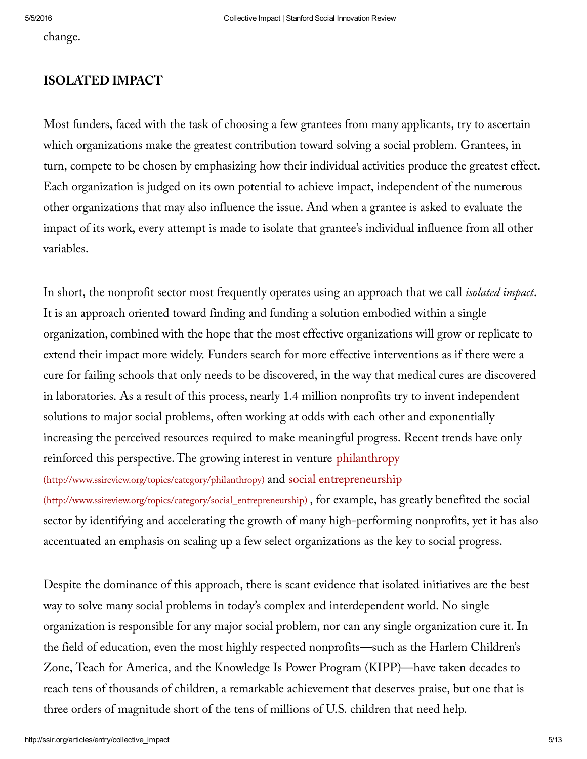change.

## ISOLATED IMPACT

Most funders, faced with the task of choosing a few grantees from many applicants, try to ascertain which organizations make the greatest contribution toward solving a social problem. Grantees, in turn, compete to be chosen by emphasizing how their individual activities produce the greatest effect. Each organization is judged on its own potential to achieve impact, independent of the numerous other organizations that may also influence the issue. And when a grantee is asked to evaluate the impact of its work, every attempt is made to isolate that grantee's individual influence from all other variables.

In short, the nonprofit sector most frequently operates using an approach that we call *isolated impact*. It is an approach oriented toward finding and funding a solution embodied within a single organization, combined with the hope that the most effective organizations will grow or replicate to extend their impact more widely. Funders search for more effective interventions as if there were a cure for failing schools that only needs to be discovered, in the way that medical cures are discovered in laboratories. As a result of this process, nearly 1.4 million nonprofits try to invent independent solutions to major social problems, often working at odds with each other and exponentially increasing the perceived resources required to make meaningful progress. Recent trends have only reinforced this perspective. The growing interest in venture philanthropy (http://www.ssireview.org/topics/category/philanthropy) and social entrepreneurship (http://www.ssireview.org/topics/category/social_entrepreneurship) , for example, has greatly benefited the social sector by identifying and accelerating the growth of many high-performing nonprofits, yet it has also accentuated an emphasis on scaling up a few select organizations as the key to social progress.

Despite the dominance of this approach, there is scant evidence that isolated initiatives are the best way to solve many social problems in today's complex and interdependent world. No single organization is responsible for any major social problem, nor can any single organization cure it. In the field of education, even the most highly respected nonprofits—such as the Harlem Children's Zone, Teach for America, and the Knowledge Is Power Program (KIPP)—have taken decades to reach tens of thousands of children, a remarkable achievement that deserves praise, but one that is three orders of magnitude short of the tens of millions of U.S. children that need help.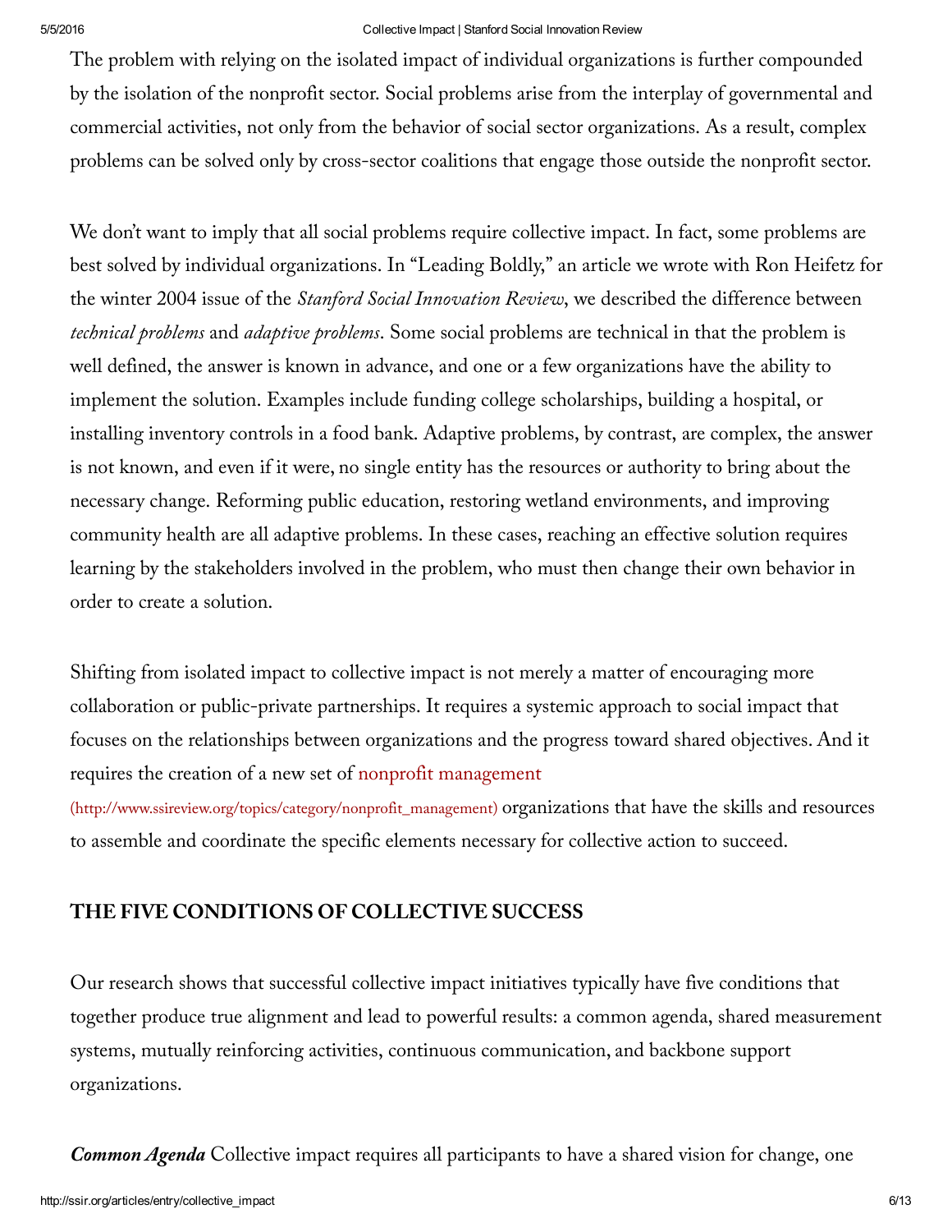The problem with relying on the isolated impact of individual organizations is further compounded by the isolation of the nonprofit sector. Social problems arise from the interplay of governmental and commercial activities, not only from the behavior of social sector organizations. As a result, complex problems can be solved only by cross-sector coalitions that engage those outside the nonprofit sector.

We don't want to imply that all social problems require collective impact. In fact, some problems are best solved by individual organizations. In "Leading Boldly," an article we wrote with Ron Heifetz for the winter 2004 issue of the *Stanford Social Innovation Review*, we described the difference between *technical problems* and *adaptive problems*. Some social problems are technical in that the problem is well defined, the answer is known in advance, and one or a few organizations have the ability to implement the solution. Examples include funding college scholarships, building a hospital, or installing inventory controls in a food bank. Adaptive problems, by contrast, are complex, the answer is not known, and even if it were, no single entity has the resources or authority to bring about the necessary change. Reforming public education, restoring wetland environments, and improving community health are all adaptive problems. In these cases, reaching an effective solution requires learning by the stakeholders involved in the problem, who must then change their own behavior in order to create a solution.

Shifting from isolated impact to collective impact is not merely a matter of encouraging more collaboration or public-private partnerships. It requires a systemic approach to social impact that focuses on the relationships between organizations and the progress toward shared objectives. And it requires the creation of a new set of nonprofit management (http://www.ssireview.org/topics/category/nonprofit_management) organizations that have the skills and resources to assemble and coordinate the specific elements necessary for collective action to succeed.

## THE FIVE CONDITIONS OF COLLECTIVE SUCCESS

Our research shows that successful collective impact initiatives typically have five conditions that together produce true alignment and lead to powerful results: a common agenda, shared measurement systems, mutually reinforcing activities, continuous communication, and backbone support organizations.

***Common Agenda*** Collective impact requires all participants to have a shared vision for change, one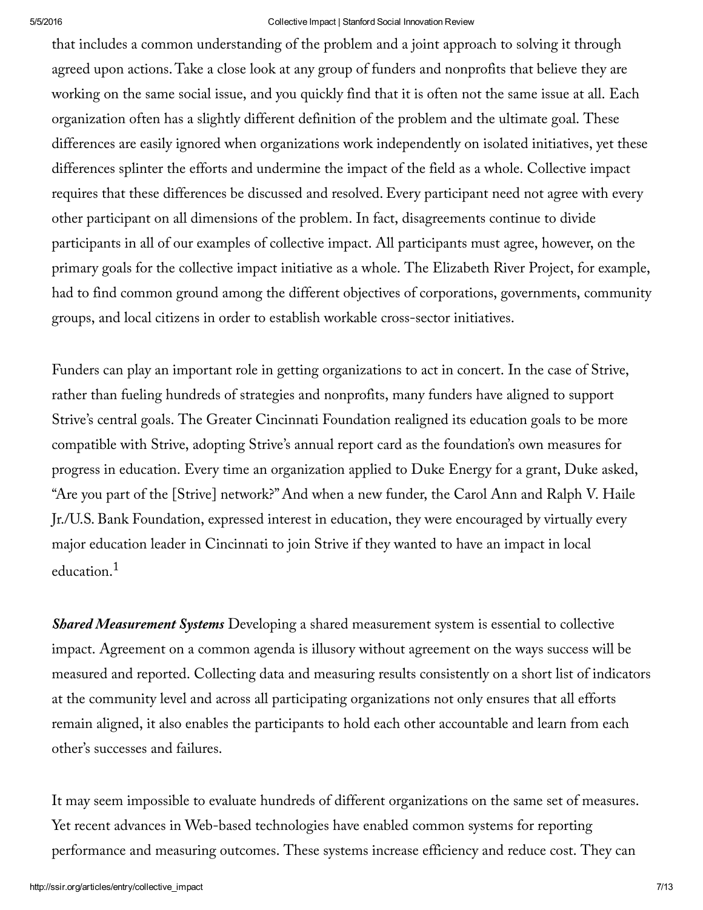that includes a common understanding of the problem and a joint approach to solving it through agreed upon actions. Take a close look at any group of funders and nonprofits that believe they are working on the same social issue, and you quickly find that it is often not the same issue at all. Each organization often has a slightly different definition of the problem and the ultimate goal. These differences are easily ignored when organizations work independently on isolated initiatives, yet these differences splinter the efforts and undermine the impact of the field as a whole. Collective impact requires that these differences be discussed and resolved. Every participant need not agree with every other participant on all dimensions of the problem. In fact, disagreements continue to divide participants in all of our examples of collective impact. All participants must agree, however, on the primary goals for the collective impact initiative as a whole. The Elizabeth River Project, for example, had to find common ground among the different objectives of corporations, governments, community groups, and local citizens in order to establish workable cross-sector initiatives.

Funders can play an important role in getting organizations to act in concert. In the case of Strive, rather than fueling hundreds of strategies and nonprofits, many funders have aligned to support Strive's central goals. The Greater Cincinnati Foundation realigned its education goals to be more compatible with Strive, adopting Strive's annual report card as the foundation's own measures for progress in education. Every time an organization applied to Duke Energy for a grant, Duke asked, "Are you part of the [Strive] network?" And when a new funder, the Carol Ann and Ralph V. Haile Jr./U.S. Bank Foundation, expressed interest in education, they were encouraged by virtually every major education leader in Cincinnati to join Strive if they wanted to have an impact in local education.[1]

***Shared Measurement Systems*** Developing a shared measurement system is essential to collective impact. Agreement on a common agenda is illusory without agreement on the ways success will be measured and reported. Collecting data and measuring results consistently on a short list of indicators at the community level and across all participating organizations not only ensures that all efforts remain aligned, it also enables the participants to hold each other accountable and learn from each other's successes and failures.

It may seem impossible to evaluate hundreds of different organizations on the same set of measures. Yet recent advances in Web-based technologies have enabled common systems for reporting performance and measuring outcomes. These systems increase efficiency and reduce cost. They can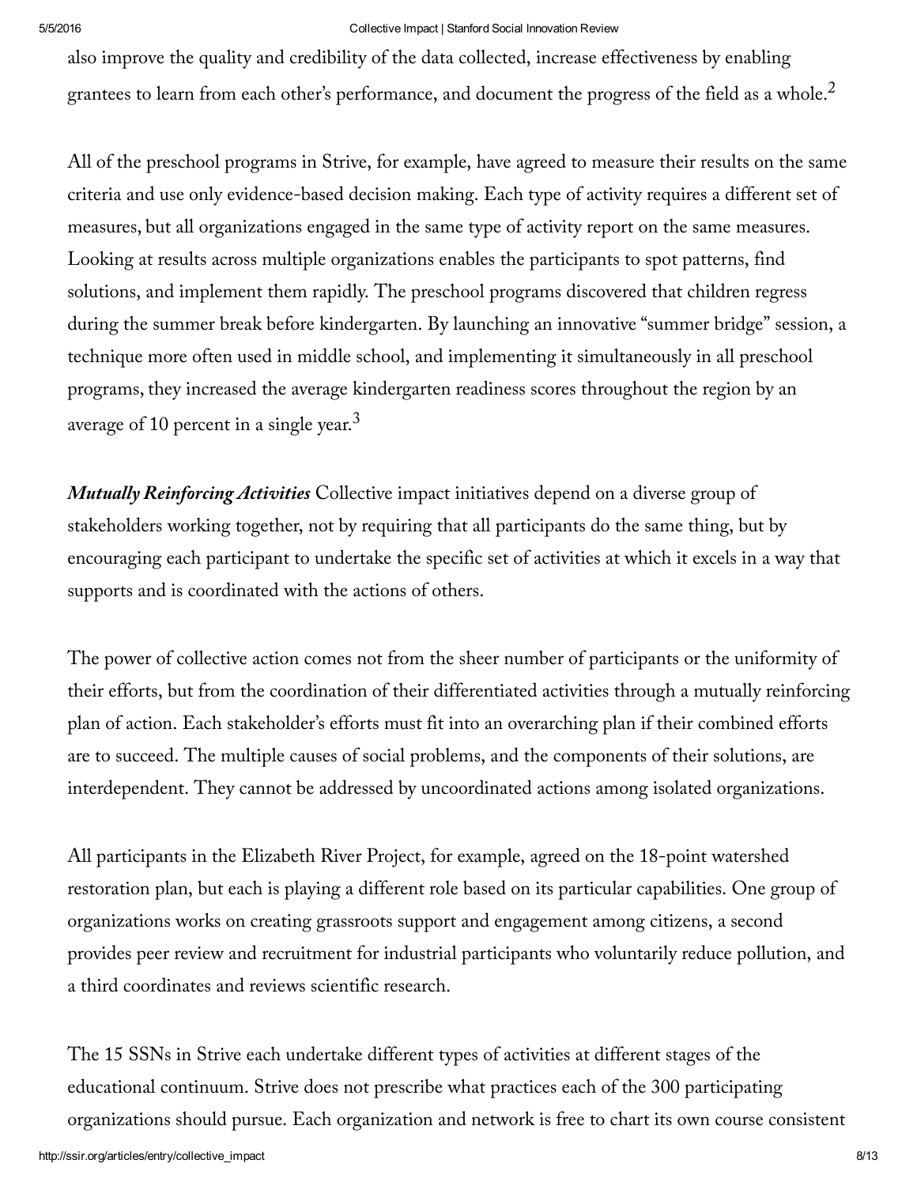also improve the quality and credibility of the data collected, increase effectiveness by enabling grantees to learn from each other's performance, and document the progress of the field as a whole.[2]

All of the preschool programs in Strive, for example, have agreed to measure their results on the same criteria and use only evidence-based decision making. Each type of activity requires a different set of measures, but all organizations engaged in the same type of activity report on the same measures. Looking at results across multiple organizations enables the participants to spot patterns, find solutions, and implement them rapidly. The preschool programs discovered that children regress during the summer break before kindergarten. By launching an innovative "summer bridge" session, a technique more often used in middle school, and implementing it simultaneously in all preschool programs, they increased the average kindergarten readiness scores throughout the region by an average of 10 percent in a single year.[3]

***Mutually Reinforcing Activities*** Collective impact initiatives depend on a diverse group of stakeholders working together, not by requiring that all participants do the same thing, but by encouraging each participant to undertake the specific set of activities at which it excels in a way that supports and is coordinated with the actions of others.

The power of collective action comes not from the sheer number of participants or the uniformity of their efforts, but from the coordination of their differentiated activities through a mutually reinforcing plan of action. Each stakeholder's efforts must fit into an overarching plan if their combined efforts are to succeed. The multiple causes of social problems, and the components of their solutions, are interdependent. They cannot be addressed by uncoordinated actions among isolated organizations.

All participants in the Elizabeth River Project, for example, agreed on the 18-point watershed restoration plan, but each is playing a different role based on its particular capabilities. One group of organizations works on creating grassroots support and engagement among citizens, a second provides peer review and recruitment for industrial participants who voluntarily reduce pollution, and a third coordinates and reviews scientific research.

The 15 SSNs in Strive each undertake different types of activities at different stages of the educational continuum. Strive does not prescribe what practices each of the 300 participating organizations should pursue. Each organization and network is free to chart its own course consistent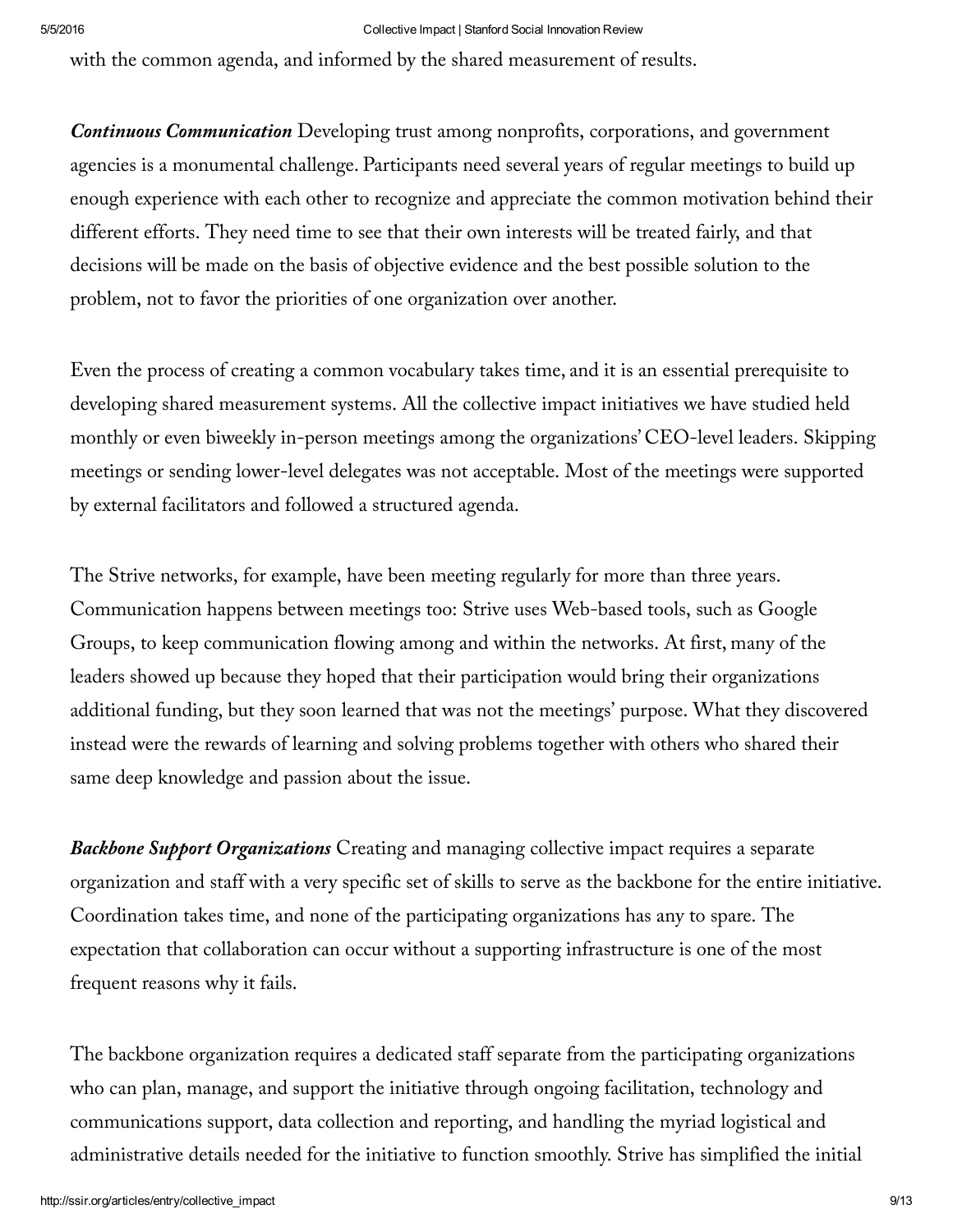with the common agenda, and informed by the shared measurement of results.

***Continuous Communication*** Developing trust among nonprofits, corporations, and government agencies is a monumental challenge. Participants need several years of regular meetings to build up enough experience with each other to recognize and appreciate the common motivation behind their different efforts. They need time to see that their own interests will be treated fairly, and that decisions will be made on the basis of objective evidence and the best possible solution to the problem, not to favor the priorities of one organization over another.

Even the process of creating a common vocabulary takes time, and it is an essential prerequisite to developing shared measurement systems. All the collective impact initiatives we have studied held monthly or even biweekly in-person meetings among the organizations' CEO-level leaders. Skipping meetings or sending lower-level delegates was not acceptable. Most of the meetings were supported by external facilitators and followed a structured agenda.

The Strive networks, for example, have been meeting regularly for more than three years. Communication happens between meetings too: Strive uses Web-based tools, such as Google Groups, to keep communication flowing among and within the networks. At first, many of the leaders showed up because they hoped that their participation would bring their organizations additional funding, but they soon learned that was not the meetings' purpose. What they discovered instead were the rewards of learning and solving problems together with others who shared their same deep knowledge and passion about the issue.

***Backbone Support Organizations*** Creating and managing collective impact requires a separate organization and staff with a very specific set of skills to serve as the backbone for the entire initiative. Coordination takes time, and none of the participating organizations has any to spare. The expectation that collaboration can occur without a supporting infrastructure is one of the most frequent reasons why it fails.

The backbone organization requires a dedicated staff separate from the participating organizations who can plan, manage, and support the initiative through ongoing facilitation, technology and communications support, data collection and reporting, and handling the myriad logistical and administrative details needed for the initiative to function smoothly. Strive has simplified the initial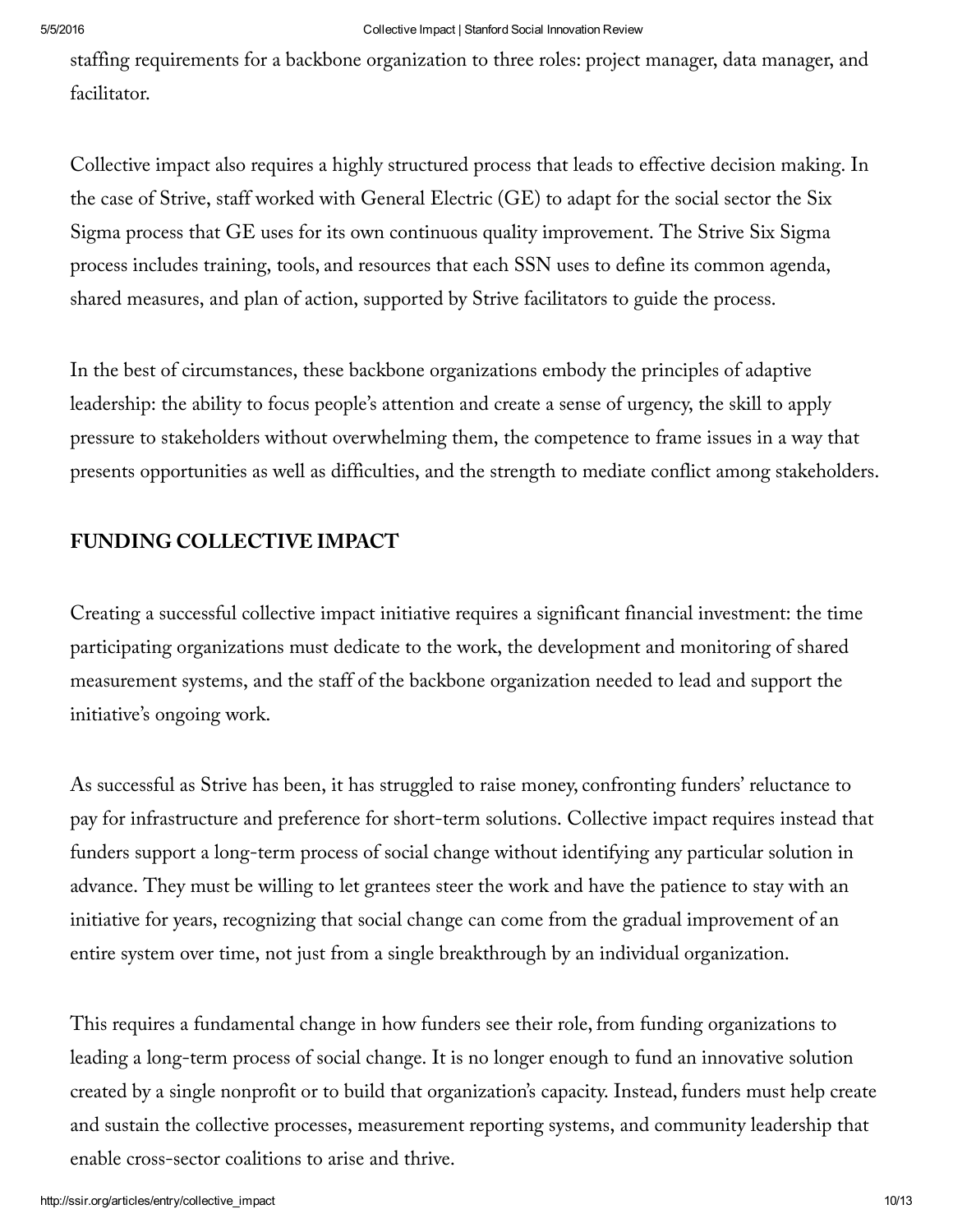staffing requirements for a backbone organization to three roles: project manager, data manager, and facilitator.

Collective impact also requires a highly structured process that leads to effective decision making. In the case of Strive, staff worked with General Electric (GE) to adapt for the social sector the Six Sigma process that GE uses for its own continuous quality improvement. The Strive Six Sigma process includes training, tools, and resources that each SSN uses to define its common agenda, shared measures, and plan of action, supported by Strive facilitators to guide the process.

In the best of circumstances, these backbone organizations embody the principles of adaptive leadership: the ability to focus people's attention and create a sense of urgency, the skill to apply pressure to stakeholders without overwhelming them, the competence to frame issues in a way that presents opportunities as well as difficulties, and the strength to mediate conflict among stakeholders.

## FUNDING COLLECTIVE IMPACT

Creating a successful collective impact initiative requires a significant financial investment: the time participating organizations must dedicate to the work, the development and monitoring of shared measurement systems, and the staff of the backbone organization needed to lead and support the initiative's ongoing work.

As successful as Strive has been, it has struggled to raise money, confronting funders' reluctance to pay for infrastructure and preference for short-term solutions. Collective impact requires instead that funders support a long-term process of social change without identifying any particular solution in advance. They must be willing to let grantees steer the work and have the patience to stay with an initiative for years, recognizing that social change can come from the gradual improvement of an entire system over time, not just from a single breakthrough by an individual organization.

This requires a fundamental change in how funders see their role, from funding organizations to leading a long-term process of social change. It is no longer enough to fund an innovative solution created by a single nonprofit or to build that organization's capacity. Instead, funders must help create and sustain the collective processes, measurement reporting systems, and community leadership that enable cross-sector coalitions to arise and thrive.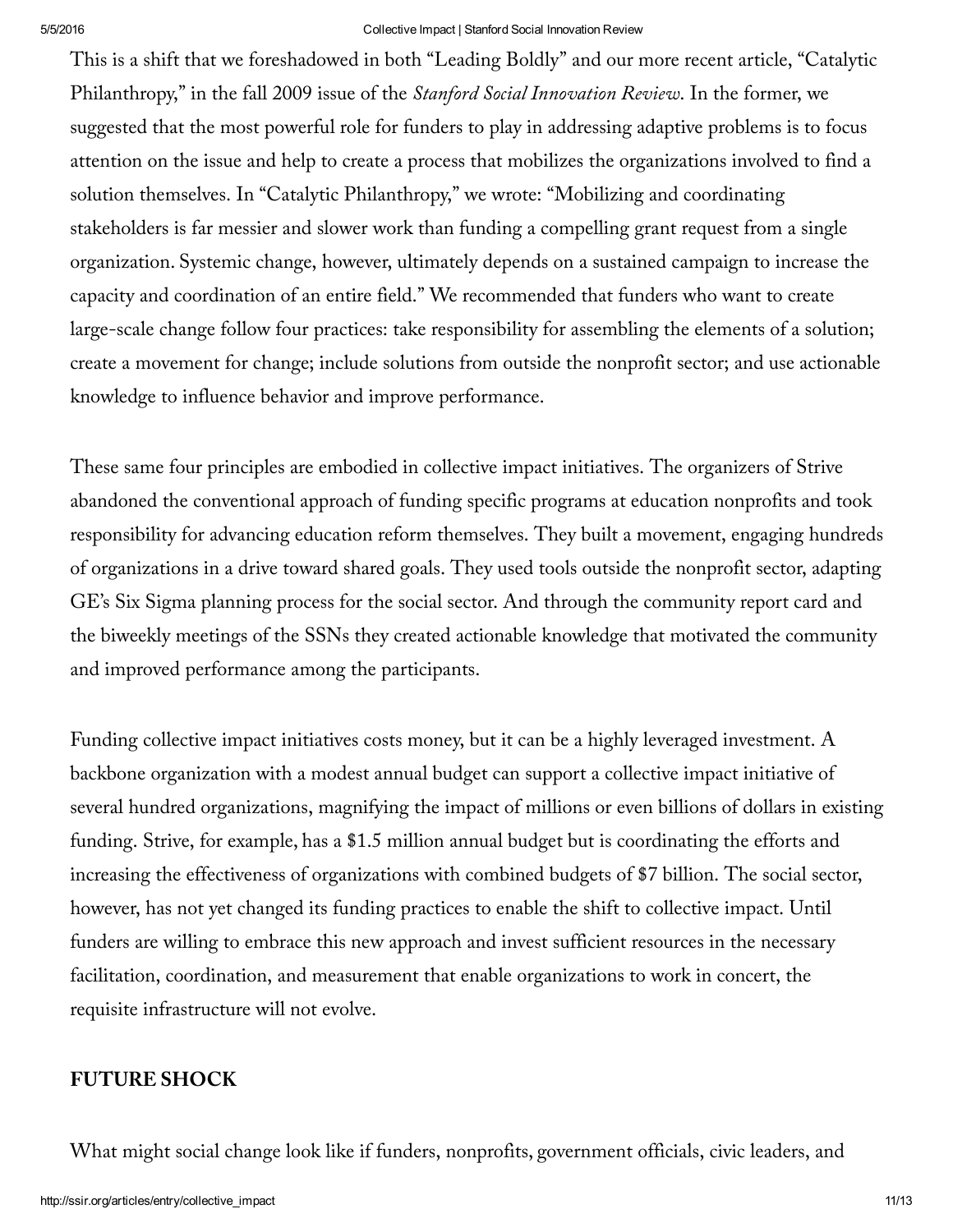This is a shift that we foreshadowed in both "Leading Boldly" and our more recent article, "Catalytic Philanthropy," in the fall 2009 issue of the *Stanford Social Innovation Review*. In the former, we suggested that the most powerful role for funders to play in addressing adaptive problems is to focus attention on the issue and help to create a process that mobilizes the organizations involved to find a solution themselves. In "Catalytic Philanthropy," we wrote: "Mobilizing and coordinating stakeholders is far messier and slower work than funding a compelling grant request from a single organization. Systemic change, however, ultimately depends on a sustained campaign to increase the capacity and coordination of an entire field." We recommended that funders who want to create large-scale change follow four practices: take responsibility for assembling the elements of a solution; create a movement for change; include solutions from outside the nonprofit sector; and use actionable knowledge to influence behavior and improve performance.

These same four principles are embodied in collective impact initiatives. The organizers of Strive abandoned the conventional approach of funding specific programs at education nonprofits and took responsibility for advancing education reform themselves. They built a movement, engaging hundreds of organizations in a drive toward shared goals. They used tools outside the nonprofit sector, adapting GE's Six Sigma planning process for the social sector. And through the community report card and the biweekly meetings of the SSNs they created actionable knowledge that motivated the community and improved performance among the participants.

Funding collective impact initiatives costs money, but it can be a highly leveraged investment. A backbone organization with a modest annual budget can support a collective impact initiative of several hundred organizations, magnifying the impact of millions or even billions of dollars in existing funding. Strive, for example, has a $1.5 million annual budget but is coordinating the efforts and increasing the effectiveness of organizations with combined budgets of $7 billion. The social sector, however, has not yet changed its funding practices to enable the shift to collective impact. Until funders are willing to embrace this new approach and invest sufficient resources in the necessary facilitation, coordination, and measurement that enable organizations to work in concert, the requisite infrastructure will not evolve.

## FUTURE SHOCK

What might social change look like if funders, nonprofits, government officials, civic leaders, and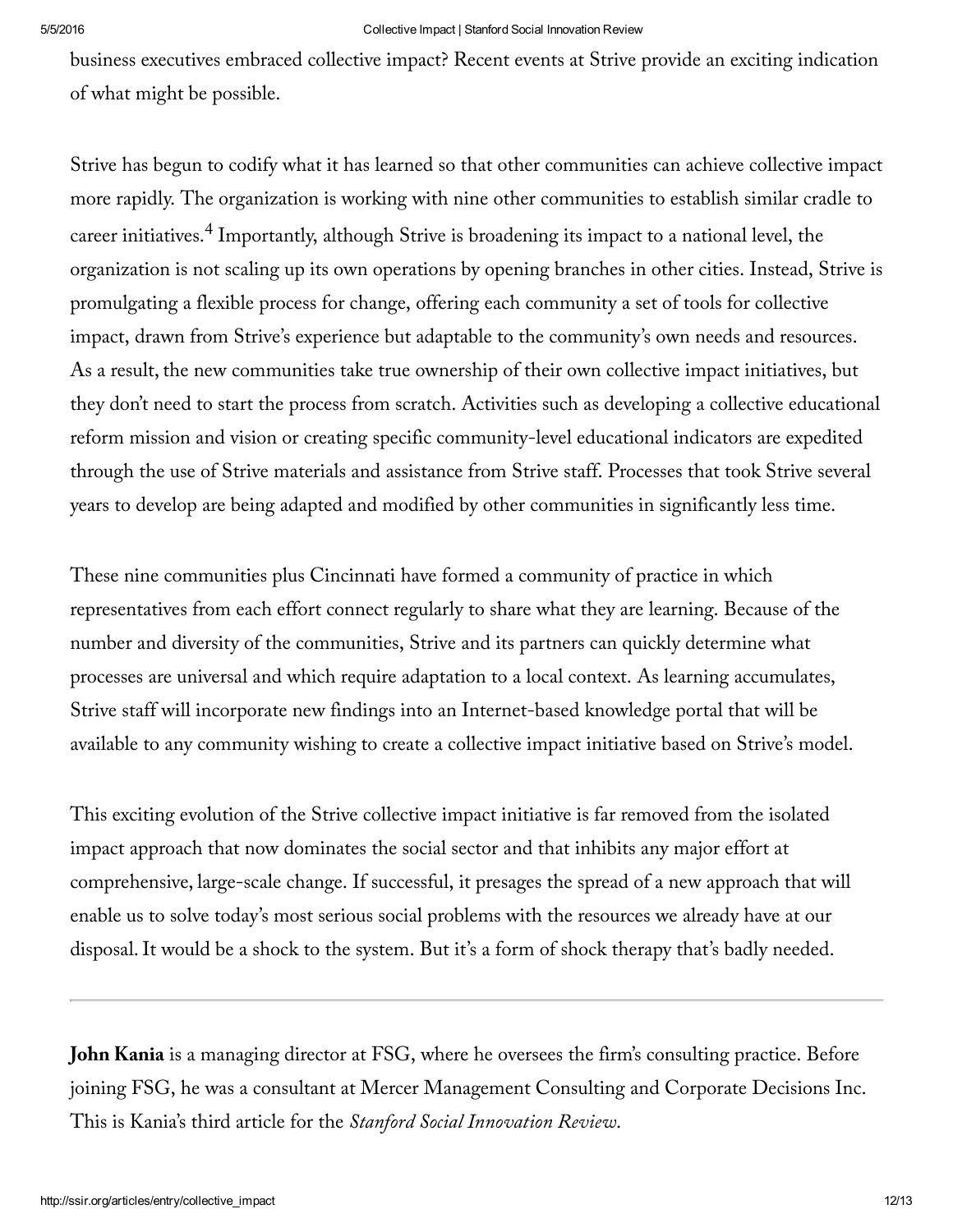business executives embraced collective impact? Recent events at Strive provide an exciting indication of what might be possible.

Strive has begun to codify what it has learned so that other communities can achieve collective impact more rapidly. The organization is working with nine other communities to establish similar cradle to career initiatives.[4] Importantly, although Strive is broadening its impact to a national level, the organization is not scaling up its own operations by opening branches in other cities. Instead, Strive is promulgating a flexible process for change, offering each community a set of tools for collective impact, drawn from Strive's experience but adaptable to the community's own needs and resources. As a result, the new communities take true ownership of their own collective impact initiatives, but they don't need to start the process from scratch. Activities such as developing a collective educational reform mission and vision or creating specific community-level educational indicators are expedited through the use of Strive materials and assistance from Strive staff. Processes that took Strive several years to develop are being adapted and modified by other communities in significantly less time.

These nine communities plus Cincinnati have formed a community of practice in which representatives from each effort connect regularly to share what they are learning. Because of the number and diversity of the communities, Strive and its partners can quickly determine what processes are universal and which require adaptation to a local context. As learning accumulates, Strive staff will incorporate new findings into an Internet-based knowledge portal that will be available to any community wishing to create a collective impact initiative based on Strive's model.

This exciting evolution of the Strive collective impact initiative is far removed from the isolated impact approach that now dominates the social sector and that inhibits any major effort at comprehensive, large-scale change. If successful, it presages the spread of a new approach that will enable us to solve today's most serious social problems with the resources we already have at our disposal. It would be a shock to the system. But it's a form of shock therapy that's badly needed.

---

**John Kania** is a managing director at FSG, where he oversees the firm's consulting practice. Before joining FSG, he was a consultant at Mercer Management Consulting and Corporate Decisions Inc. This is Kania's third article for the *Stanford Social Innovation Review*.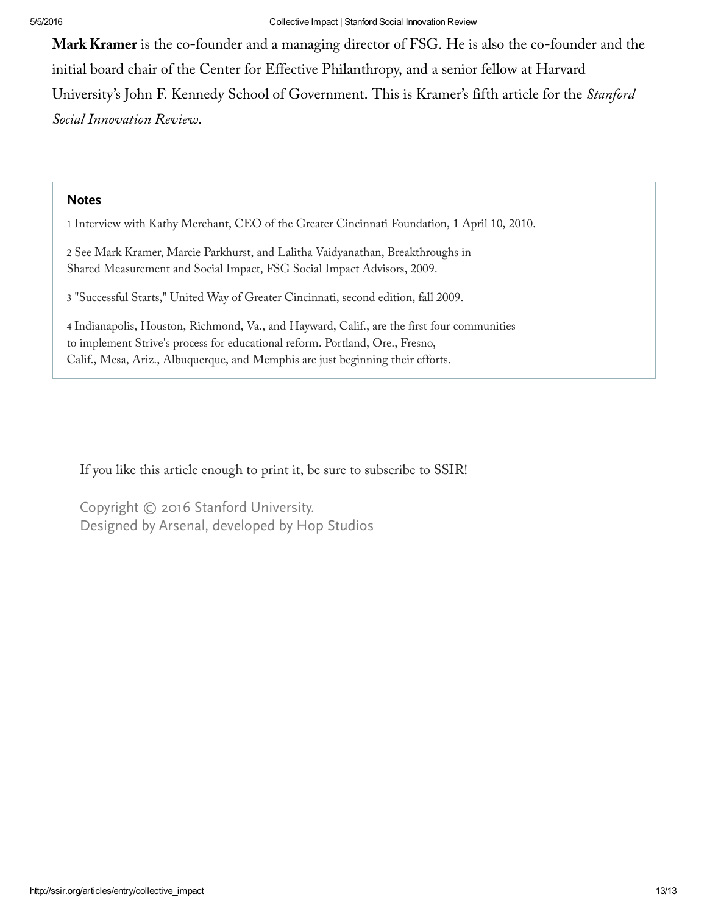**Mark Kramer** is the co-founder and a managing director of FSG. He is also the co-founder and the initial board chair of the Center for Effective Philanthropy, and a senior fellow at Harvard University's John F. Kennedy School of Government. This is Kramer's fifth article for the *Stanford Social Innovation Review*.

## Notes

1 Interview with Kathy Merchant, CEO of the Greater Cincinnati Foundation, 1 April 10, 2010.

2 See Mark Kramer, Marcie Parkhurst, and Lalitha Vaidyanathan, Breakthroughs in Shared Measurement and Social Impact, FSG Social Impact Advisors, 2009.

3 "Successful Starts," United Way of Greater Cincinnati, second edition, fall 2009.

4 Indianapolis, Houston, Richmond, Va., and Hayward, Calif., are the first four communities to implement Strive's process for educational reform. Portland, Ore., Fresno, Calif., Mesa, Ariz., Albuquerque, and Memphis are just beginning their efforts.

If you like this article enough to print it, be sure to subscribe to SSIR!

Copyright © 2016 Stanford University.
Designed by Arsenal, developed by Hop Studios